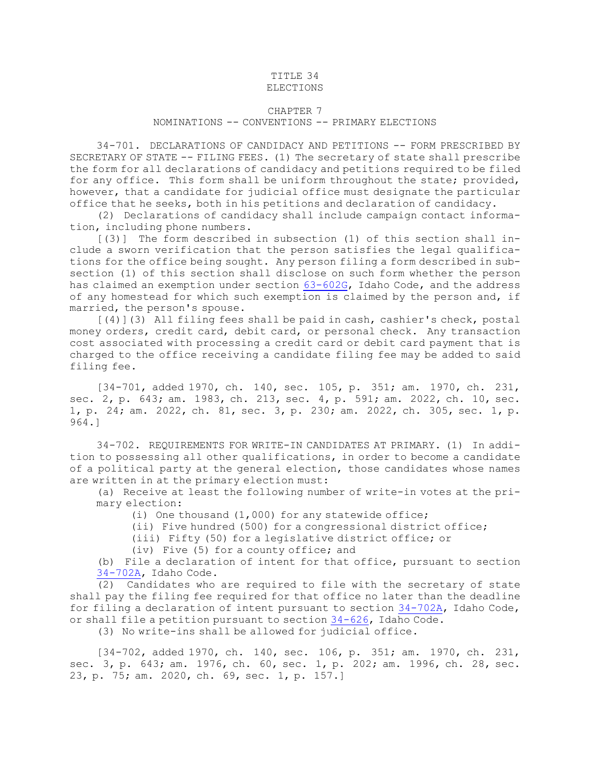# TITLE 34
# ELECTIONS

## CHAPTER 7
## NOMINATIONS -- CONVENTIONS -- PRIMARY ELECTIONS

34-701. DECLARATIONS OF CANDIDACY AND PETITIONS -- FORM PRESCRIBED BY SECRETARY OF STATE -- FILING FEES. (1) The secretary of state shall prescribe the form for all declarations of candidacy and petitions required to be filed for any office. This form shall be uniform throughout the state; provided, however, that a candidate for judicial office must designate the particular office that he seeks, both in his petitions and declaration of candidacy.

(2) Declarations of candidacy shall include campaign contact information, including phone numbers.

[(3)] The form described in subsection (1) of this section shall include a sworn verification that the person satisfies the legal qualifications for the office being sought. Any person filing a form described in subsection (1) of this section shall disclose on such form whether the person has claimed an exemption under section 63-602G, Idaho Code, and the address of any homestead for which such exemption is claimed by the person and, if married, the person's spouse.

[(4)](3) All filing fees shall be paid in cash, cashier's check, postal money orders, credit card, debit card, or personal check. Any transaction cost associated with processing a credit card or debit card payment that is charged to the office receiving a candidate filing fee may be added to said filing fee.

[34-701, added 1970, ch. 140, sec. 105, p. 351; am. 1970, ch. 231, sec. 2, p. 643; am. 1983, ch. 213, sec. 4, p. 591; am. 2022, ch. 10, sec. 1, p. 24; am. 2022, ch. 81, sec. 3, p. 230; am. 2022, ch. 305, sec. 1, p. 964.]

34-702. REQUIREMENTS FOR WRITE-IN CANDIDATES AT PRIMARY. (1) In addition to possessing all other qualifications, in order to become a candidate of a political party at the general election, those candidates whose names are written in at the primary election must:

(a) Receive at least the following number of write-in votes at the primary election:

(i) One thousand (1,000) for any statewide office;

(ii) Five hundred (500) for a congressional district office;

(iii) Fifty (50) for a legislative district office; or

(iv) Five (5) for a county office; and

(b) File a declaration of intent for that office, pursuant to section 34-702A, Idaho Code.

(2) Candidates who are required to file with the secretary of state shall pay the filing fee required for that office no later than the deadline for filing a declaration of intent pursuant to section 34-702A, Idaho Code, or shall file a petition pursuant to section 34-626, Idaho Code.

(3) No write-ins shall be allowed for judicial office.

[34-702, added 1970, ch. 140, sec. 106, p. 351; am. 1970, ch. 231, sec. 3, p. 643; am. 1976, ch. 60, sec. 1, p. 202; am. 1996, ch. 28, sec. 23, p. 75; am. 2020, ch. 69, sec. 1, p. 157.]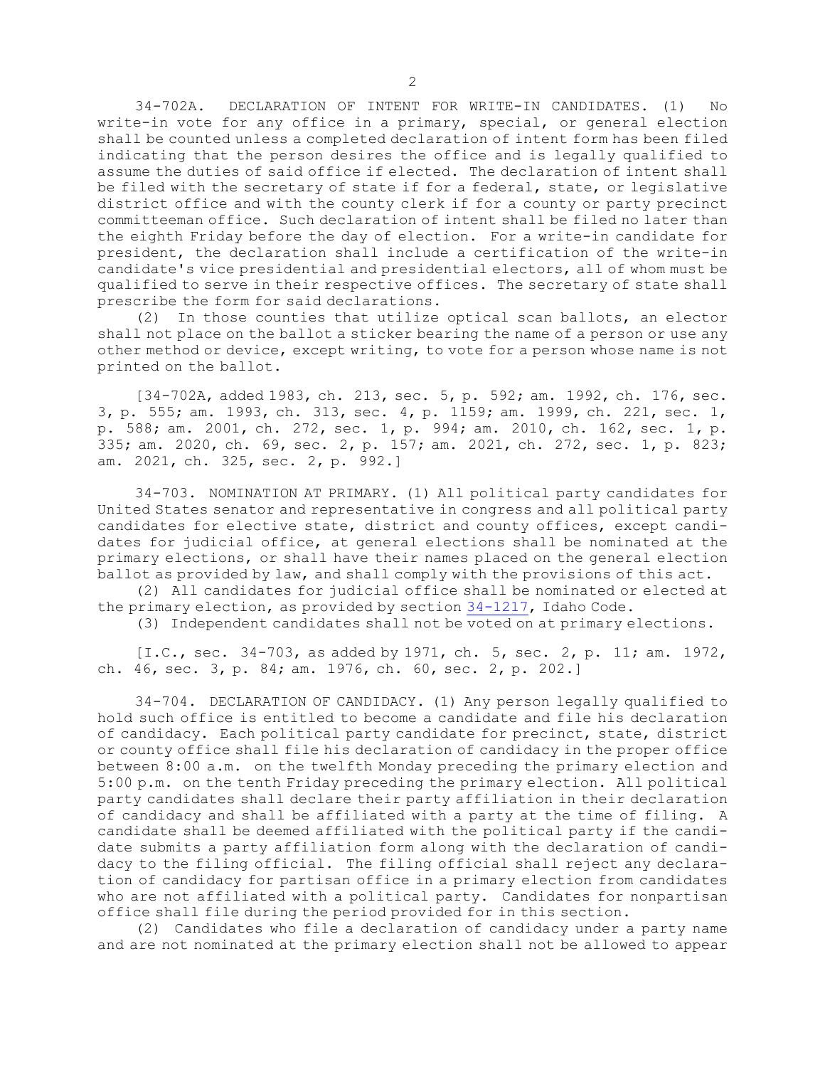34-702A. DECLARATION OF INTENT FOR WRITE-IN CANDIDATES. (1) No write-in vote for any office in a primary, special, or general election shall be counted unless a completed declaration of intent form has been filed indicating that the person desires the office and is legally qualified to assume the duties of said office if elected. The declaration of intent shall be filed with the secretary of state if for a federal, state, or legislative district office and with the county clerk if for a county or party precinct committeeman office. Such declaration of intent shall be filed no later than the eighth Friday before the day of election. For a write-in candidate for president, the declaration shall include a certification of the write-in candidate's vice presidential and presidential electors, all of whom must be qualified to serve in their respective offices. The secretary of state shall prescribe the form for said declarations.

(2) In those counties that utilize optical scan ballots, an elector shall not place on the ballot a sticker bearing the name of a person or use any other method or device, except writing, to vote for a person whose name is not printed on the ballot.

[34-702A, added 1983, ch. 213, sec. 5, p. 592; am. 1992, ch. 176, sec. 3, p. 555; am. 1993, ch. 313, sec. 4, p. 1159; am. 1999, ch. 221, sec. 1, p. 588; am. 2001, ch. 272, sec. 1, p. 994; am. 2010, ch. 162, sec. 1, p. 335; am. 2020, ch. 69, sec. 2, p. 157; am. 2021, ch. 272, sec. 1, p. 823; am. 2021, ch. 325, sec. 2, p. 992.]

34-703. NOMINATION AT PRIMARY. (1) All political party candidates for United States senator and representative in congress and all political party candidates for elective state, district and county offices, except candidates for judicial office, at general elections shall be nominated at the primary elections, or shall have their names placed on the general election ballot as provided by law, and shall comply with the provisions of this act.

(2) All candidates for judicial office shall be nominated or elected at the primary election, as provided by section 34-1217, Idaho Code.

(3) Independent candidates shall not be voted on at primary elections.

[I.C., sec. 34-703, as added by 1971, ch. 5, sec. 2, p. 11; am. 1972, ch. 46, sec. 3, p. 84; am. 1976, ch. 60, sec. 2, p. 202.]

34-704. DECLARATION OF CANDIDACY. (1) Any person legally qualified to hold such office is entitled to become a candidate and file his declaration of candidacy. Each political party candidate for precinct, state, district or county office shall file his declaration of candidacy in the proper office between 8:00 a.m. on the twelfth Monday preceding the primary election and 5:00 p.m. on the tenth Friday preceding the primary election. All political party candidates shall declare their party affiliation in their declaration of candidacy and shall be affiliated with a party at the time of filing. A candidate shall be deemed affiliated with the political party if the candidate submits a party affiliation form along with the declaration of candidacy to the filing official. The filing official shall reject any declaration of candidacy for partisan office in a primary election from candidates who are not affiliated with a political party. Candidates for nonpartisan office shall file during the period provided for in this section.

(2) Candidates who file a declaration of candidacy under a party name and are not nominated at the primary election shall not be allowed to appear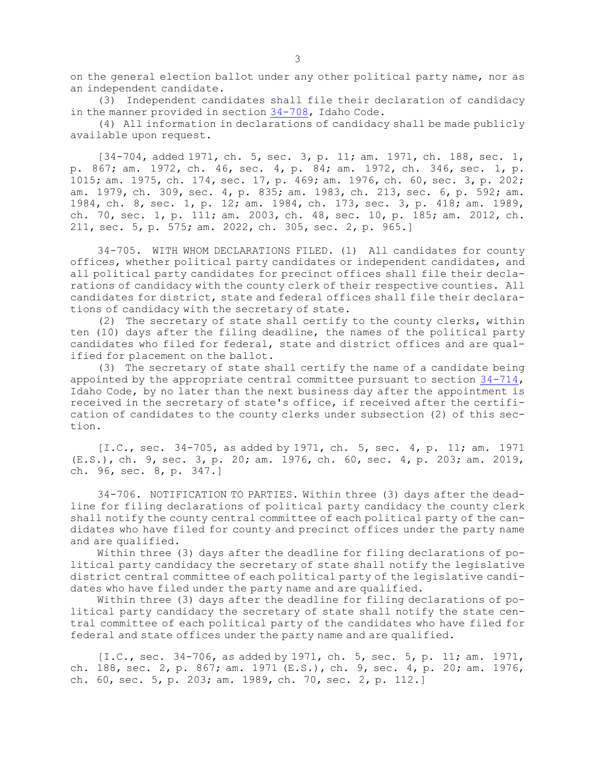on the general election ballot under any other political party name, nor as an independent candidate.

(3) Independent candidates shall file their declaration of candidacy in the manner provided in section 34-708, Idaho Code.

(4) All information in declarations of candidacy shall be made publicly available upon request.

[34-704, added 1971, ch. 5, sec. 3, p. 11; am. 1971, ch. 188, sec. 1, p. 867; am. 1972, ch. 46, sec. 4, p. 84; am. 1972, ch. 346, sec. 1, p. 1015; am. 1975, ch. 174, sec. 17, p. 469; am. 1976, ch. 60, sec. 3, p. 202; am. 1979, ch. 309, sec. 4, p. 835; am. 1983, ch. 213, sec. 6, p. 592; am. 1984, ch. 8, sec. 1, p. 12; am. 1984, ch. 173, sec. 3, p. 418; am. 1989, ch. 70, sec. 1, p. 111; am. 2003, ch. 48, sec. 10, p. 185; am. 2012, ch. 211, sec. 5, p. 575; am. 2022, ch. 305, sec. 2, p. 965.]

34-705. WITH WHOM DECLARATIONS FILED. (1) All candidates for county offices, whether political party candidates or independent candidates, and all political party candidates for precinct offices shall file their declarations of candidacy with the county clerk of their respective counties. All candidates for district, state and federal offices shall file their declarations of candidacy with the secretary of state.

(2) The secretary of state shall certify to the county clerks, within ten (10) days after the filing deadline, the names of the political party candidates who filed for federal, state and district offices and are qualified for placement on the ballot.

(3) The secretary of state shall certify the name of a candidate being appointed by the appropriate central committee pursuant to section 34-714, Idaho Code, by no later than the next business day after the appointment is received in the secretary of state's office, if received after the certification of candidates to the county clerks under subsection (2) of this section.

[I.C., sec. 34-705, as added by 1971, ch. 5, sec. 4, p. 11; am. 1971 (E.S.), ch. 9, sec. 3, p. 20; am. 1976, ch. 60, sec. 4, p. 203; am. 2019, ch. 96, sec. 8, p. 347.]

34-706. NOTIFICATION TO PARTIES. Within three (3) days after the deadline for filing declarations of political party candidacy the county clerk shall notify the county central committee of each political party of the candidates who have filed for county and precinct offices under the party name and are qualified.

Within three (3) days after the deadline for filing declarations of political party candidacy the secretary of state shall notify the legislative district central committee of each political party of the legislative candidates who have filed under the party name and are qualified.

Within three (3) days after the deadline for filing declarations of political party candidacy the secretary of state shall notify the state central committee of each political party of the candidates who have filed for federal and state offices under the party name and are qualified.

[I.C., sec. 34-706, as added by 1971, ch. 5, sec. 5, p. 11; am. 1971, ch. 188, sec. 2, p. 867; am. 1971 (E.S.), ch. 9, sec. 4, p. 20; am. 1976, ch. 60, sec. 5, p. 203; am. 1989, ch. 70, sec. 2, p. 112.]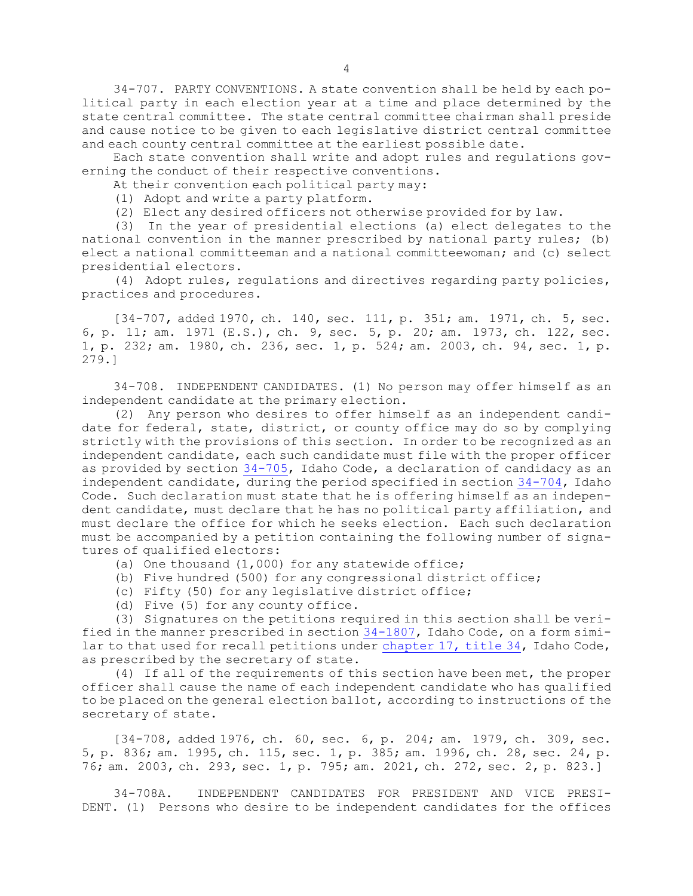34-707. PARTY CONVENTIONS. A state convention shall be held by each political party in each election year at a time and place determined by the state central committee. The state central committee chairman shall preside and cause notice to be given to each legislative district central committee and each county central committee at the earliest possible date.

Each state convention shall write and adopt rules and regulations governing the conduct of their respective conventions.

At their convention each political party may:

(1) Adopt and write a party platform.

(2) Elect any desired officers not otherwise provided for by law.

(3) In the year of presidential elections (a) elect delegates to the national convention in the manner prescribed by national party rules; (b) elect a national committeeman and a national committeewoman; and (c) select presidential electors.

(4) Adopt rules, regulations and directives regarding party policies, practices and procedures.

[34-707, added 1970, ch. 140, sec. 111, p. 351; am. 1971, ch. 5, sec. 6, p. 11; am. 1971 (E.S.), ch. 9, sec. 5, p. 20; am. 1973, ch. 122, sec. 1, p. 232; am. 1980, ch. 236, sec. 1, p. 524; am. 2003, ch. 94, sec. 1, p. 279.]

34-708. INDEPENDENT CANDIDATES. (1) No person may offer himself as an independent candidate at the primary election.

(2) Any person who desires to offer himself as an independent candidate for federal, state, district, or county office may do so by complying strictly with the provisions of this section. In order to be recognized as an independent candidate, each such candidate must file with the proper officer as provided by section 34-705, Idaho Code, a declaration of candidacy as an independent candidate, during the period specified in section 34-704, Idaho Code. Such declaration must state that he is offering himself as an independent candidate, must declare that he has no political party affiliation, and must declare the office for which he seeks election. Each such declaration must be accompanied by a petition containing the following number of signatures of qualified electors:

(a) One thousand (1,000) for any statewide office;

(b) Five hundred (500) for any congressional district office;

(c) Fifty (50) for any legislative district office;

(d) Five (5) for any county office.

(3) Signatures on the petitions required in this section shall be verified in the manner prescribed in section 34-1807, Idaho Code, on a form similar to that used for recall petitions under chapter 17, title 34, Idaho Code, as prescribed by the secretary of state.

(4) If all of the requirements of this section have been met, the proper officer shall cause the name of each independent candidate who has qualified to be placed on the general election ballot, according to instructions of the secretary of state.

[34-708, added 1976, ch. 60, sec. 6, p. 204; am. 1979, ch. 309, sec. 5, p. 836; am. 1995, ch. 115, sec. 1, p. 385; am. 1996, ch. 28, sec. 24, p. 76; am. 2003, ch. 293, sec. 1, p. 795; am. 2021, ch. 272, sec. 2, p. 823.]

34-708A. INDEPENDENT CANDIDATES FOR PRESIDENT AND VICE PRESIDENT. (1) Persons who desire to be independent candidates for the offices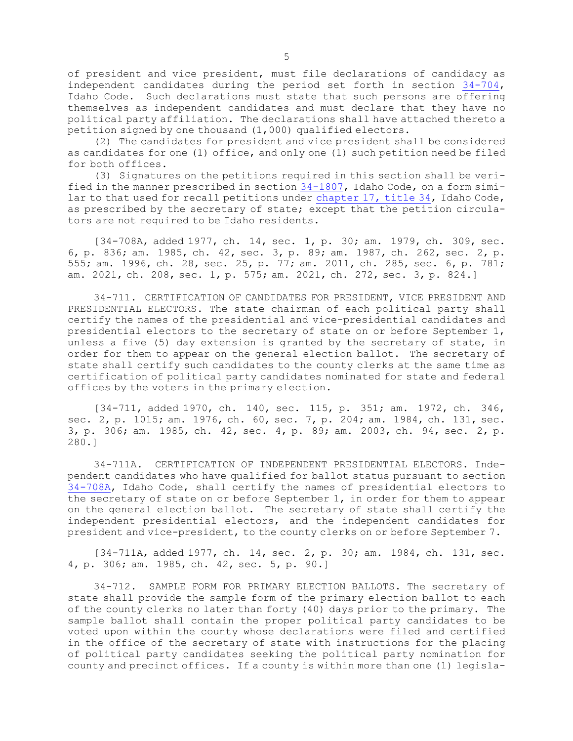of president and vice president, must file declarations of candidacy as independent candidates during the period set forth in section 34-704, Idaho Code. Such declarations must state that such persons are offering themselves as independent candidates and must declare that they have no political party affiliation. The declarations shall have attached thereto a petition signed by one thousand (1,000) qualified electors.

(2) The candidates for president and vice president shall be considered as candidates for one (1) office, and only one (1) such petition need be filed for both offices.

(3) Signatures on the petitions required in this section shall be verified in the manner prescribed in section 34-1807, Idaho Code, on a form similar to that used for recall petitions under chapter 17, title 34, Idaho Code, as prescribed by the secretary of state; except that the petition circulators are not required to be Idaho residents.

[34-708A, added 1977, ch. 14, sec. 1, p. 30; am. 1979, ch. 309, sec. 6, p. 836; am. 1985, ch. 42, sec. 3, p. 89; am. 1987, ch. 262, sec. 2, p. 555; am. 1996, ch. 28, sec. 25, p. 77; am. 2011, ch. 285, sec. 6, p. 781; am. 2021, ch. 208, sec. 1, p. 575; am. 2021, ch. 272, sec. 3, p. 824.]

34-711. CERTIFICATION OF CANDIDATES FOR PRESIDENT, VICE PRESIDENT AND PRESIDENTIAL ELECTORS. The state chairman of each political party shall certify the names of the presidential and vice-presidential candidates and presidential electors to the secretary of state on or before September 1, unless a five (5) day extension is granted by the secretary of state, in order for them to appear on the general election ballot. The secretary of state shall certify such candidates to the county clerks at the same time as certification of political party candidates nominated for state and federal offices by the voters in the primary election.

[34-711, added 1970, ch. 140, sec. 115, p. 351; am. 1972, ch. 346, sec. 2, p. 1015; am. 1976, ch. 60, sec. 7, p. 204; am. 1984, ch. 131, sec. 3, p. 306; am. 1985, ch. 42, sec. 4, p. 89; am. 2003, ch. 94, sec. 2, p. 280.]

34-711A. CERTIFICATION OF INDEPENDENT PRESIDENTIAL ELECTORS. Independent candidates who have qualified for ballot status pursuant to section 34-708A, Idaho Code, shall certify the names of presidential electors to the secretary of state on or before September 1, in order for them to appear on the general election ballot. The secretary of state shall certify the independent presidential electors, and the independent candidates for president and vice-president, to the county clerks on or before September 7.

[34-711A, added 1977, ch. 14, sec. 2, p. 30; am. 1984, ch. 131, sec. 4, p. 306; am. 1985, ch. 42, sec. 5, p. 90.]

34-712. SAMPLE FORM FOR PRIMARY ELECTION BALLOTS. The secretary of state shall provide the sample form of the primary election ballot to each of the county clerks no later than forty (40) days prior to the primary. The sample ballot shall contain the proper political party candidates to be voted upon within the county whose declarations were filed and certified in the office of the secretary of state with instructions for the placing of political party candidates seeking the political party nomination for county and precinct offices. If a county is within more than one (1) legisla-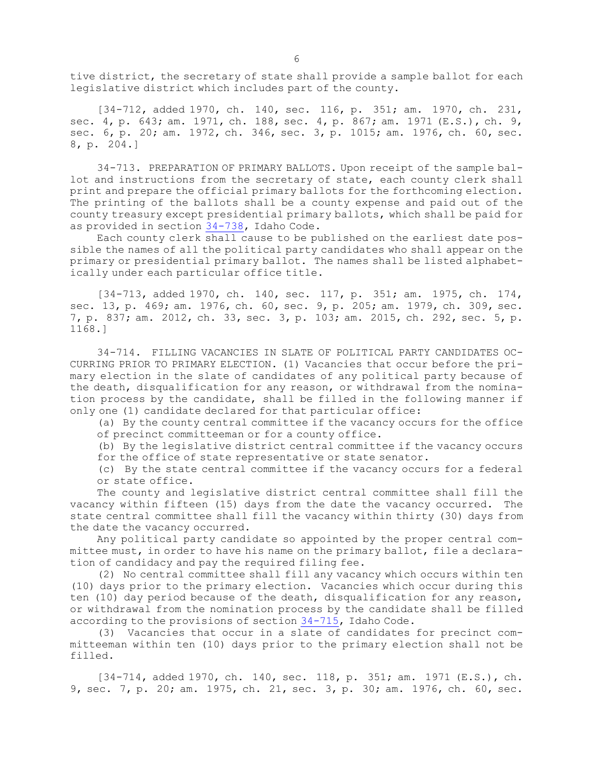tive district, the secretary of state shall provide a sample ballot for each legislative district which includes part of the county.

[34-712, added 1970, ch. 140, sec. 116, p. 351; am. 1970, ch. 231, sec. 4, p. 643; am. 1971, ch. 188, sec. 4, p. 867; am. 1971 (E.S.), ch. 9, sec. 6, p. 20; am. 1972, ch. 346, sec. 3, p. 1015; am. 1976, ch. 60, sec. 8, p. 204.]

34-713. PREPARATION OF PRIMARY BALLOTS. Upon receipt of the sample ballot and instructions from the secretary of state, each county clerk shall print and prepare the official primary ballots for the forthcoming election. The printing of the ballots shall be a county expense and paid out of the county treasury except presidential primary ballots, which shall be paid for as provided in section 34-738, Idaho Code.

Each county clerk shall cause to be published on the earliest date possible the names of all the political party candidates who shall appear on the primary or presidential primary ballot. The names shall be listed alphabetically under each particular office title.

[34-713, added 1970, ch. 140, sec. 117, p. 351; am. 1975, ch. 174, sec. 13, p. 469; am. 1976, ch. 60, sec. 9, p. 205; am. 1979, ch. 309, sec. 7, p. 837; am. 2012, ch. 33, sec. 3, p. 103; am. 2015, ch. 292, sec. 5, p. 1168.]

34-714. FILLING VACANCIES IN SLATE OF POLITICAL PARTY CANDIDATES OCCURRING PRIOR TO PRIMARY ELECTION. (1) Vacancies that occur before the primary election in the slate of candidates of any political party because of the death, disqualification for any reason, or withdrawal from the nomination process by the candidate, shall be filled in the following manner if only one (1) candidate declared for that particular office:

(a) By the county central committee if the vacancy occurs for the office of precinct committeeman or for a county office.

(b) By the legislative district central committee if the vacancy occurs for the office of state representative or state senator.

(c) By the state central committee if the vacancy occurs for a federal or state office.

The county and legislative district central committee shall fill the vacancy within fifteen (15) days from the date the vacancy occurred. The state central committee shall fill the vacancy within thirty (30) days from the date the vacancy occurred.

Any political party candidate so appointed by the proper central committee must, in order to have his name on the primary ballot, file a declaration of candidacy and pay the required filing fee.

(2) No central committee shall fill any vacancy which occurs within ten (10) days prior to the primary election. Vacancies which occur during this ten (10) day period because of the death, disqualification for any reason, or withdrawal from the nomination process by the candidate shall be filled according to the provisions of section 34-715, Idaho Code.

(3) Vacancies that occur in a slate of candidates for precinct committeeman within ten (10) days prior to the primary election shall not be filled.

[34-714, added 1970, ch. 140, sec. 118, p. 351; am. 1971 (E.S.), ch. 9, sec. 7, p. 20; am. 1975, ch. 21, sec. 3, p. 30; am. 1976, ch. 60, sec.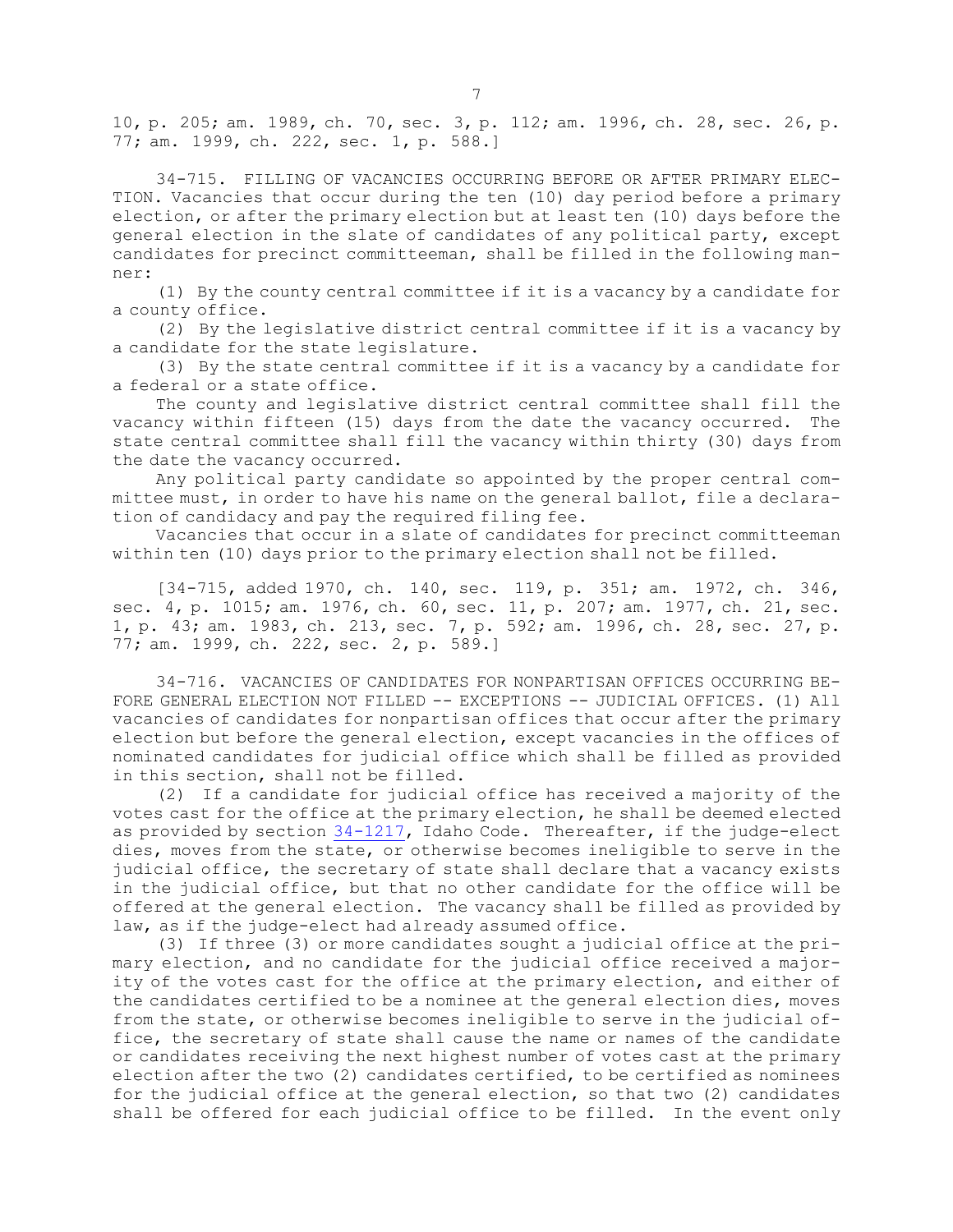10, p. 205; am. 1989, ch. 70, sec. 3, p. 112; am. 1996, ch. 28, sec. 26, p. 77; am. 1999, ch. 222, sec. 1, p. 588.]

34-715. FILLING OF VACANCIES OCCURRING BEFORE OR AFTER PRIMARY ELECTION. Vacancies that occur during the ten (10) day period before a primary election, or after the primary election but at least ten (10) days before the general election in the slate of candidates of any political party, except candidates for precinct committeeman, shall be filled in the following manner:

(1) By the county central committee if it is a vacancy by a candidate for a county office.

(2) By the legislative district central committee if it is a vacancy by a candidate for the state legislature.

(3) By the state central committee if it is a vacancy by a candidate for a federal or a state office.

The county and legislative district central committee shall fill the vacancy within fifteen (15) days from the date the vacancy occurred. The state central committee shall fill the vacancy within thirty (30) days from the date the vacancy occurred.

Any political party candidate so appointed by the proper central committee must, in order to have his name on the general ballot, file a declaration of candidacy and pay the required filing fee.

Vacancies that occur in a slate of candidates for precinct committeeman within ten (10) days prior to the primary election shall not be filled.

[34-715, added 1970, ch. 140, sec. 119, p. 351; am. 1972, ch. 346, sec. 4, p. 1015; am. 1976, ch. 60, sec. 11, p. 207; am. 1977, ch. 21, sec. 1, p. 43; am. 1983, ch. 213, sec. 7, p. 592; am. 1996, ch. 28, sec. 27, p. 77; am. 1999, ch. 222, sec. 2, p. 589.]

34-716. VACANCIES OF CANDIDATES FOR NONPARTISAN OFFICES OCCURRING BEFORE GENERAL ELECTION NOT FILLED -- EXCEPTIONS -- JUDICIAL OFFICES. (1) All vacancies of candidates for nonpartisan offices that occur after the primary election but before the general election, except vacancies in the offices of nominated candidates for judicial office which shall be filled as provided in this section, shall not be filled.

(2) If a candidate for judicial office has received a majority of the votes cast for the office at the primary election, he shall be deemed elected as provided by section 34-1217, Idaho Code. Thereafter, if the judge-elect dies, moves from the state, or otherwise becomes ineligible to serve in the judicial office, the secretary of state shall declare that a vacancy exists in the judicial office, but that no other candidate for the office will be offered at the general election. The vacancy shall be filled as provided by law, as if the judge-elect had already assumed office.

(3) If three (3) or more candidates sought a judicial office at the primary election, and no candidate for the judicial office received a majority of the votes cast for the office at the primary election, and either of the candidates certified to be a nominee at the general election dies, moves from the state, or otherwise becomes ineligible to serve in the judicial office, the secretary of state shall cause the name or names of the candidate or candidates receiving the next highest number of votes cast at the primary election after the two (2) candidates certified, to be certified as nominees for the judicial office at the general election, so that two (2) candidates shall be offered for each judicial office to be filled. In the event only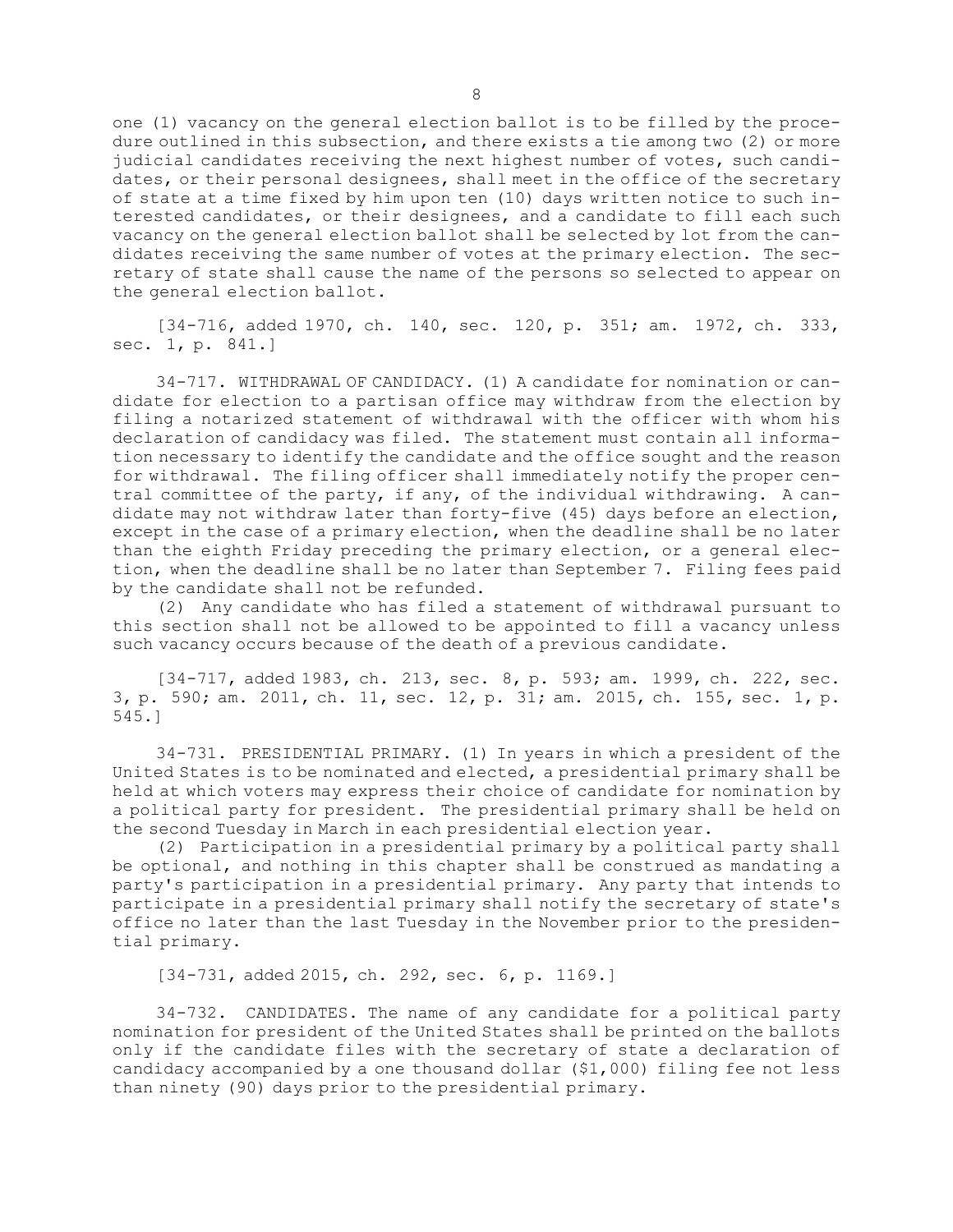one (1) vacancy on the general election ballot is to be filled by the procedure outlined in this subsection, and there exists a tie among two (2) or more judicial candidates receiving the next highest number of votes, such candidates, or their personal designees, shall meet in the office of the secretary of state at a time fixed by him upon ten (10) days written notice to such interested candidates, or their designees, and a candidate to fill each such vacancy on the general election ballot shall be selected by lot from the candidates receiving the same number of votes at the primary election. The secretary of state shall cause the name of the persons so selected to appear on the general election ballot.

[34-716, added 1970, ch. 140, sec. 120, p. 351; am. 1972, ch. 333, sec. 1, p. 841.]

34-717. WITHDRAWAL OF CANDIDACY. (1) A candidate for nomination or candidate for election to a partisan office may withdraw from the election by filing a notarized statement of withdrawal with the officer with whom his declaration of candidacy was filed. The statement must contain all information necessary to identify the candidate and the office sought and the reason for withdrawal. The filing officer shall immediately notify the proper central committee of the party, if any, of the individual withdrawing. A candidate may not withdraw later than forty-five (45) days before an election, except in the case of a primary election, when the deadline shall be no later than the eighth Friday preceding the primary election, or a general election, when the deadline shall be no later than September 7. Filing fees paid by the candidate shall not be refunded.

(2) Any candidate who has filed a statement of withdrawal pursuant to this section shall not be allowed to be appointed to fill a vacancy unless such vacancy occurs because of the death of a previous candidate.

[34-717, added 1983, ch. 213, sec. 8, p. 593; am. 1999, ch. 222, sec. 3, p. 590; am. 2011, ch. 11, sec. 12, p. 31; am. 2015, ch. 155, sec. 1, p. 545.]

34-731. PRESIDENTIAL PRIMARY. (1) In years in which a president of the United States is to be nominated and elected, a presidential primary shall be held at which voters may express their choice of candidate for nomination by a political party for president. The presidential primary shall be held on the second Tuesday in March in each presidential election year.

(2) Participation in a presidential primary by a political party shall be optional, and nothing in this chapter shall be construed as mandating a party's participation in a presidential primary. Any party that intends to participate in a presidential primary shall notify the secretary of state's office no later than the last Tuesday in the November prior to the presidential primary.

[34-731, added 2015, ch. 292, sec. 6, p. 1169.]

34-732. CANDIDATES. The name of any candidate for a political party nomination for president of the United States shall be printed on the ballots only if the candidate files with the secretary of state a declaration of candidacy accompanied by a one thousand dollar ($1,000) filing fee not less than ninety (90) days prior to the presidential primary.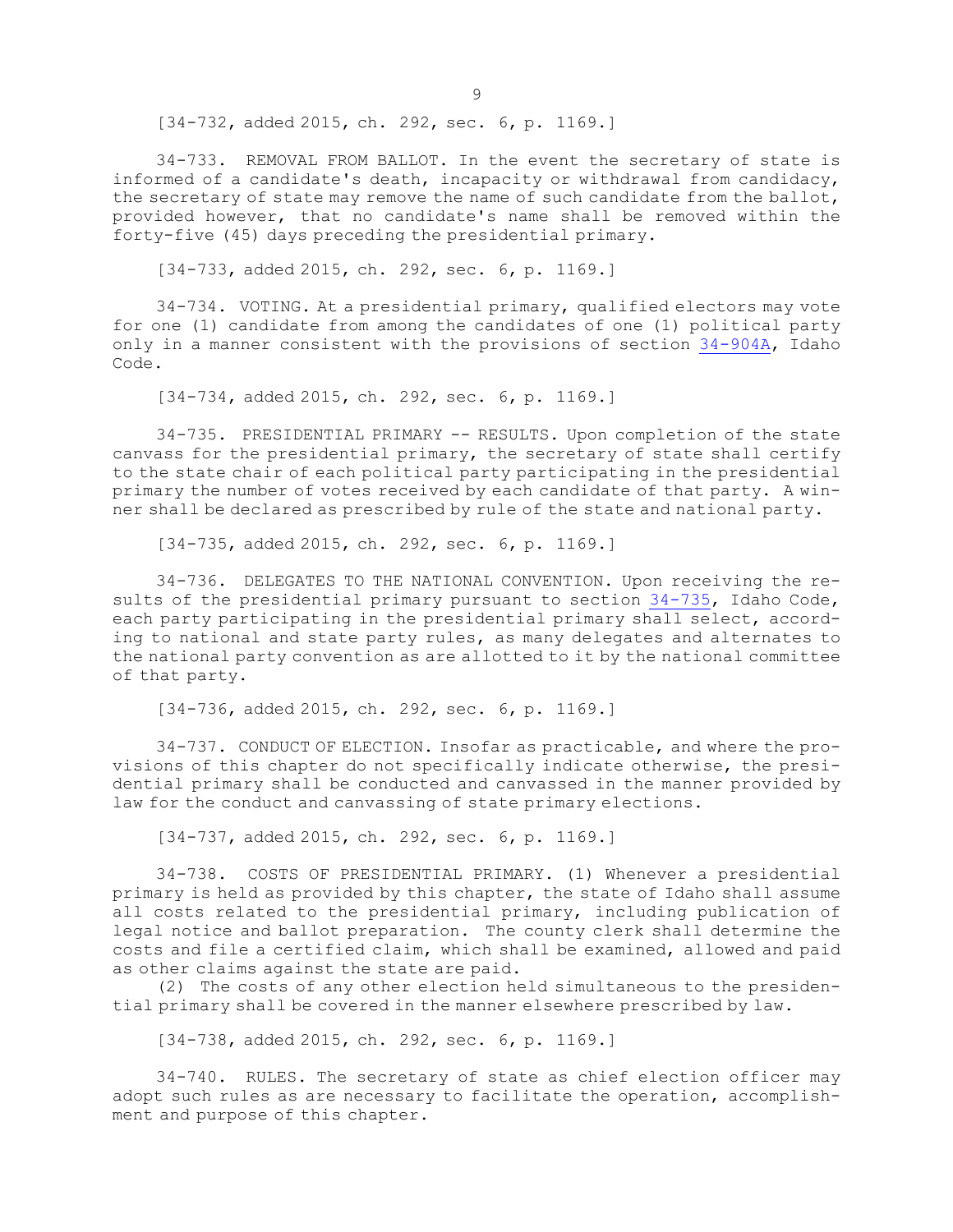[34-732, added 2015, ch. 292, sec. 6, p. 1169.]

34-733. REMOVAL FROM BALLOT. In the event the secretary of state is informed of a candidate's death, incapacity or withdrawal from candidacy, the secretary of state may remove the name of such candidate from the ballot, provided however, that no candidate's name shall be removed within the forty-five (45) days preceding the presidential primary.

[34-733, added 2015, ch. 292, sec. 6, p. 1169.]

34-734. VOTING. At a presidential primary, qualified electors may vote for one (1) candidate from among the candidates of one (1) political party only in a manner consistent with the provisions of section 34-904A, Idaho Code.

[34-734, added 2015, ch. 292, sec. 6, p. 1169.]

34-735. PRESIDENTIAL PRIMARY -- RESULTS. Upon completion of the state canvass for the presidential primary, the secretary of state shall certify to the state chair of each political party participating in the presidential primary the number of votes received by each candidate of that party. A winner shall be declared as prescribed by rule of the state and national party.

[34-735, added 2015, ch. 292, sec. 6, p. 1169.]

34-736. DELEGATES TO THE NATIONAL CONVENTION. Upon receiving the results of the presidential primary pursuant to section 34-735, Idaho Code, each party participating in the presidential primary shall select, according to national and state party rules, as many delegates and alternates to the national party convention as are allotted to it by the national committee of that party.

[34-736, added 2015, ch. 292, sec. 6, p. 1169.]

34-737. CONDUCT OF ELECTION. Insofar as practicable, and where the provisions of this chapter do not specifically indicate otherwise, the presidential primary shall be conducted and canvassed in the manner provided by law for the conduct and canvassing of state primary elections.

[34-737, added 2015, ch. 292, sec. 6, p. 1169.]

34-738. COSTS OF PRESIDENTIAL PRIMARY. (1) Whenever a presidential primary is held as provided by this chapter, the state of Idaho shall assume all costs related to the presidential primary, including publication of legal notice and ballot preparation. The county clerk shall determine the costs and file a certified claim, which shall be examined, allowed and paid as other claims against the state are paid.

(2) The costs of any other election held simultaneous to the presidential primary shall be covered in the manner elsewhere prescribed by law.

[34-738, added 2015, ch. 292, sec. 6, p. 1169.]

34-740. RULES. The secretary of state as chief election officer may adopt such rules as are necessary to facilitate the operation, accomplishment and purpose of this chapter.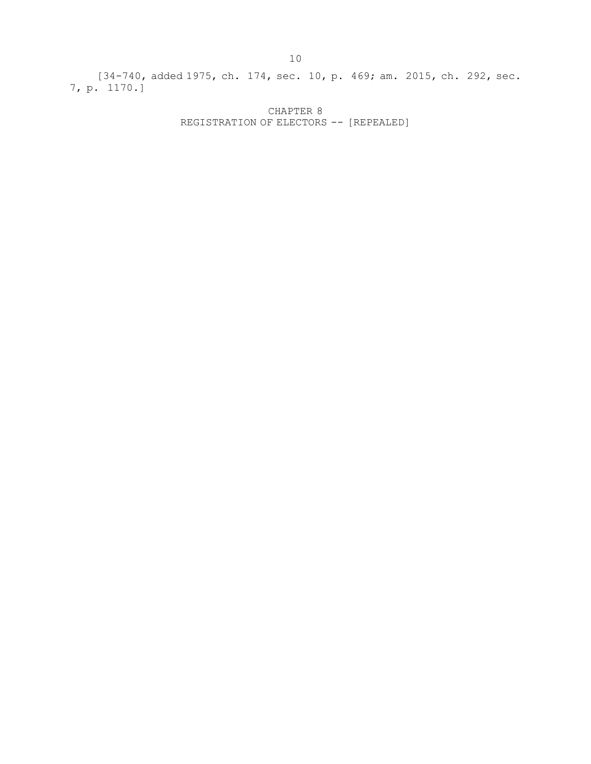[34-740, added 1975, ch. 174, sec. 10, p. 469; am. 2015, ch. 292, sec. 7, p. 1170.]

## CHAPTER 8
## REGISTRATION OF ELECTORS -- [REPEALED]